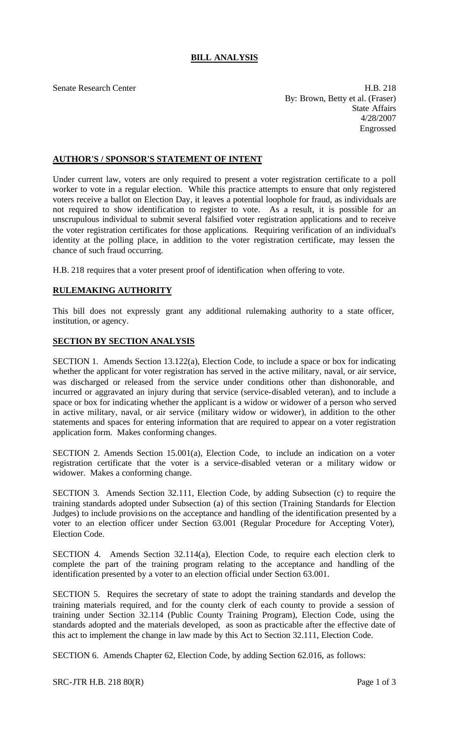# BILL ANALYSIS

Senate Research Center

H.B. 218
By: Brown, Betty et al. (Fraser)
State Affairs
4/28/2007
Engrossed

## AUTHOR'S / SPONSOR'S STATEMENT OF INTENT

Under current law, voters are only required to present a voter registration certificate to a poll worker to vote in a regular election. While this practice attempts to ensure that only registered voters receive a ballot on Election Day, it leaves a potential loophole for fraud, as individuals are not required to show identification to register to vote. As a result, it is possible for an unscrupulous individual to submit several falsified voter registration applications and to receive the voter registration certificates for those applications. Requiring verification of an individual's identity at the polling place, in addition to the voter registration certificate, may lessen the chance of such fraud occurring.

H.B. 218 requires that a voter present proof of identification when offering to vote.

## RULEMAKING AUTHORITY

This bill does not expressly grant any additional rulemaking authority to a state officer, institution, or agency.

## SECTION BY SECTION ANALYSIS

SECTION 1. Amends Section 13.122(a), Election Code, to include a space or box for indicating whether the applicant for voter registration has served in the active military, naval, or air service, was discharged or released from the service under conditions other than dishonorable, and incurred or aggravated an injury during that service (service-disabled veteran), and to include a space or box for indicating whether the applicant is a widow or widower of a person who served in active military, naval, or air service (military widow or widower), in addition to the other statements and spaces for entering information that are required to appear on a voter registration application form. Makes conforming changes.

SECTION 2. Amends Section 15.001(a), Election Code, to include an indication on a voter registration certificate that the voter is a service-disabled veteran or a military widow or widower. Makes a conforming change.

SECTION 3. Amends Section 32.111, Election Code, by adding Subsection (c) to require the training standards adopted under Subsection (a) of this section (Training Standards for Election Judges) to include provisions on the acceptance and handling of the identification presented by a voter to an election officer under Section 63.001 (Regular Procedure for Accepting Voter), Election Code.

SECTION 4. Amends Section 32.114(a), Election Code, to require each election clerk to complete the part of the training program relating to the acceptance and handling of the identification presented by a voter to an election official under Section 63.001.

SECTION 5. Requires the secretary of state to adopt the training standards and develop the training materials required, and for the county clerk of each county to provide a session of training under Section 32.114 (Public County Training Program), Election Code, using the standards adopted and the materials developed, as soon as practicable after the effective date of this act to implement the change in law made by this Act to Section 32.111, Election Code.

SECTION 6. Amends Chapter 62, Election Code, by adding Section 62.016, as follows: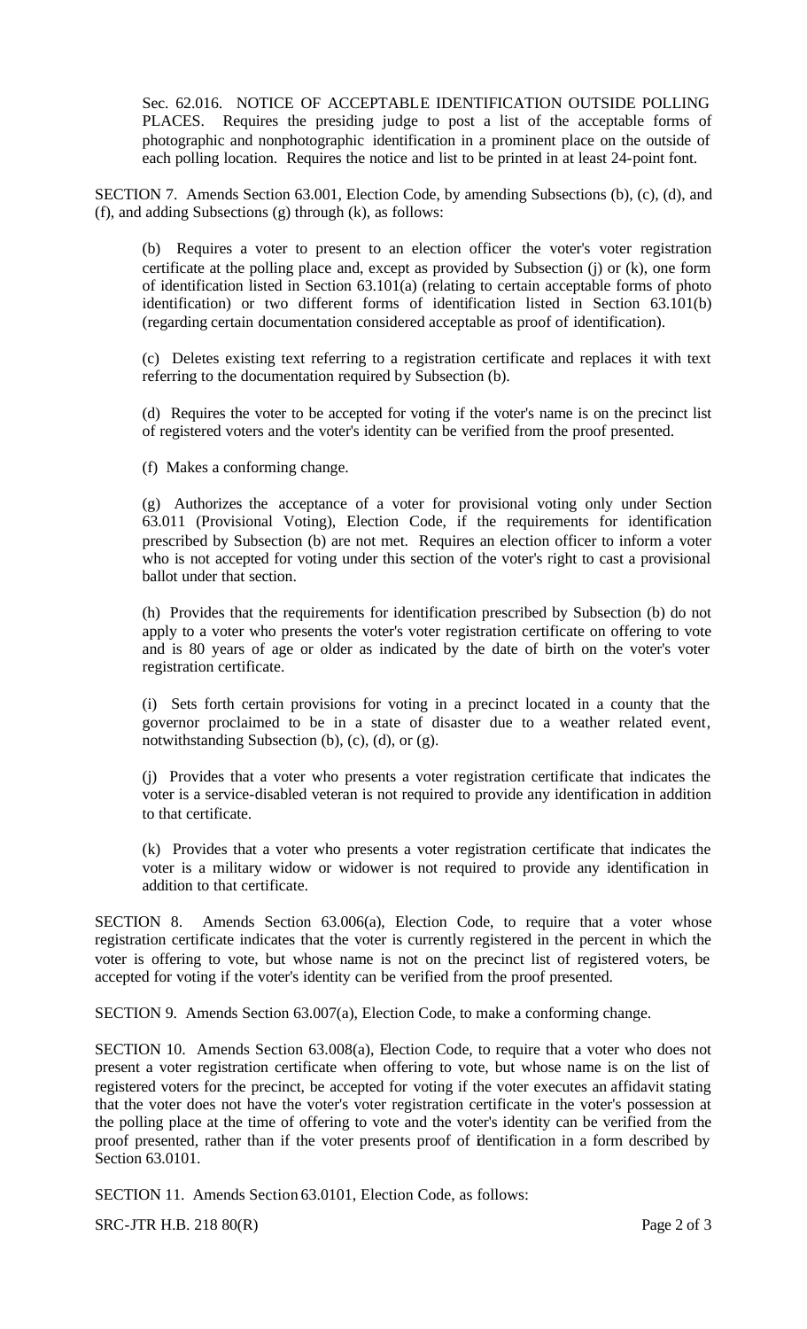Sec. 62.016. NOTICE OF ACCEPTABLE IDENTIFICATION OUTSIDE POLLING PLACES. Requires the presiding judge to post a list of the acceptable forms of photographic and nonphotographic identification in a prominent place on the outside of each polling location. Requires the notice and list to be printed in at least 24-point font.

SECTION 7. Amends Section 63.001, Election Code, by amending Subsections (b), (c), (d), and (f), and adding Subsections (g) through (k), as follows:

(b) Requires a voter to present to an election officer the voter's voter registration certificate at the polling place and, except as provided by Subsection (j) or (k), one form of identification listed in Section 63.101(a) (relating to certain acceptable forms of photo identification) or two different forms of identification listed in Section 63.101(b) (regarding certain documentation considered acceptable as proof of identification).

(c) Deletes existing text referring to a registration certificate and replaces it with text referring to the documentation required by Subsection (b).

(d) Requires the voter to be accepted for voting if the voter's name is on the precinct list of registered voters and the voter's identity can be verified from the proof presented.

(f) Makes a conforming change.

(g) Authorizes the acceptance of a voter for provisional voting only under Section 63.011 (Provisional Voting), Election Code, if the requirements for identification prescribed by Subsection (b) are not met. Requires an election officer to inform a voter who is not accepted for voting under this section of the voter's right to cast a provisional ballot under that section.

(h) Provides that the requirements for identification prescribed by Subsection (b) do not apply to a voter who presents the voter's voter registration certificate on offering to vote and is 80 years of age or older as indicated by the date of birth on the voter's voter registration certificate.

(i) Sets forth certain provisions for voting in a precinct located in a county that the governor proclaimed to be in a state of disaster due to a weather related event, notwithstanding Subsection (b), (c), (d), or (g).

(j) Provides that a voter who presents a voter registration certificate that indicates the voter is a service-disabled veteran is not required to provide any identification in addition to that certificate.

(k) Provides that a voter who presents a voter registration certificate that indicates the voter is a military widow or widower is not required to provide any identification in addition to that certificate.

SECTION 8. Amends Section 63.006(a), Election Code, to require that a voter whose registration certificate indicates that the voter is currently registered in the percent in which the voter is offering to vote, but whose name is not on the precinct list of registered voters, be accepted for voting if the voter's identity can be verified from the proof presented.

SECTION 9. Amends Section 63.007(a), Election Code, to make a conforming change.

SECTION 10. Amends Section 63.008(a), Election Code, to require that a voter who does not present a voter registration certificate when offering to vote, but whose name is on the list of registered voters for the precinct, be accepted for voting if the voter executes an affidavit stating that the voter does not have the voter's voter registration certificate in the voter's possession at the polling place at the time of offering to vote and the voter's identity can be verified from the proof presented, rather than if the voter presents proof of identification in a form described by Section 63.0101.

SECTION 11. Amends Section 63.0101, Election Code, as follows:

SRC-JTR H.B. 218 80(R)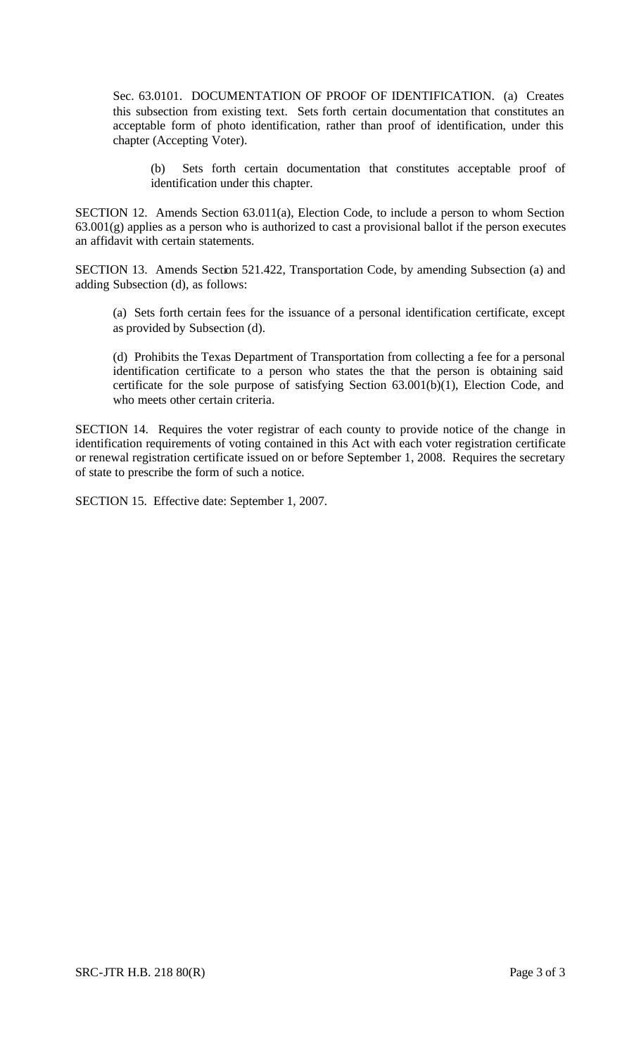Sec. 63.0101. DOCUMENTATION OF PROOF OF IDENTIFICATION. (a) Creates this subsection from existing text. Sets forth certain documentation that constitutes an acceptable form of photo identification, rather than proof of identification, under this chapter (Accepting Voter).

> (b) Sets forth certain documentation that constitutes acceptable proof of identification under this chapter.

SECTION 12. Amends Section 63.011(a), Election Code, to include a person to whom Section 63.001(g) applies as a person who is authorized to cast a provisional ballot if the person executes an affidavit with certain statements.

SECTION 13. Amends Section 521.422, Transportation Code, by amending Subsection (a) and adding Subsection (d), as follows:

> (a) Sets forth certain fees for the issuance of a personal identification certificate, except as provided by Subsection (d).
>
> (d) Prohibits the Texas Department of Transportation from collecting a fee for a personal identification certificate to a person who states the that the person is obtaining said certificate for the sole purpose of satisfying Section 63.001(b)(1), Election Code, and who meets other certain criteria.

SECTION 14. Requires the voter registrar of each county to provide notice of the change in identification requirements of voting contained in this Act with each voter registration certificate or renewal registration certificate issued on or before September 1, 2008. Requires the secretary of state to prescribe the form of such a notice.

SECTION 15. Effective date: September 1, 2007.